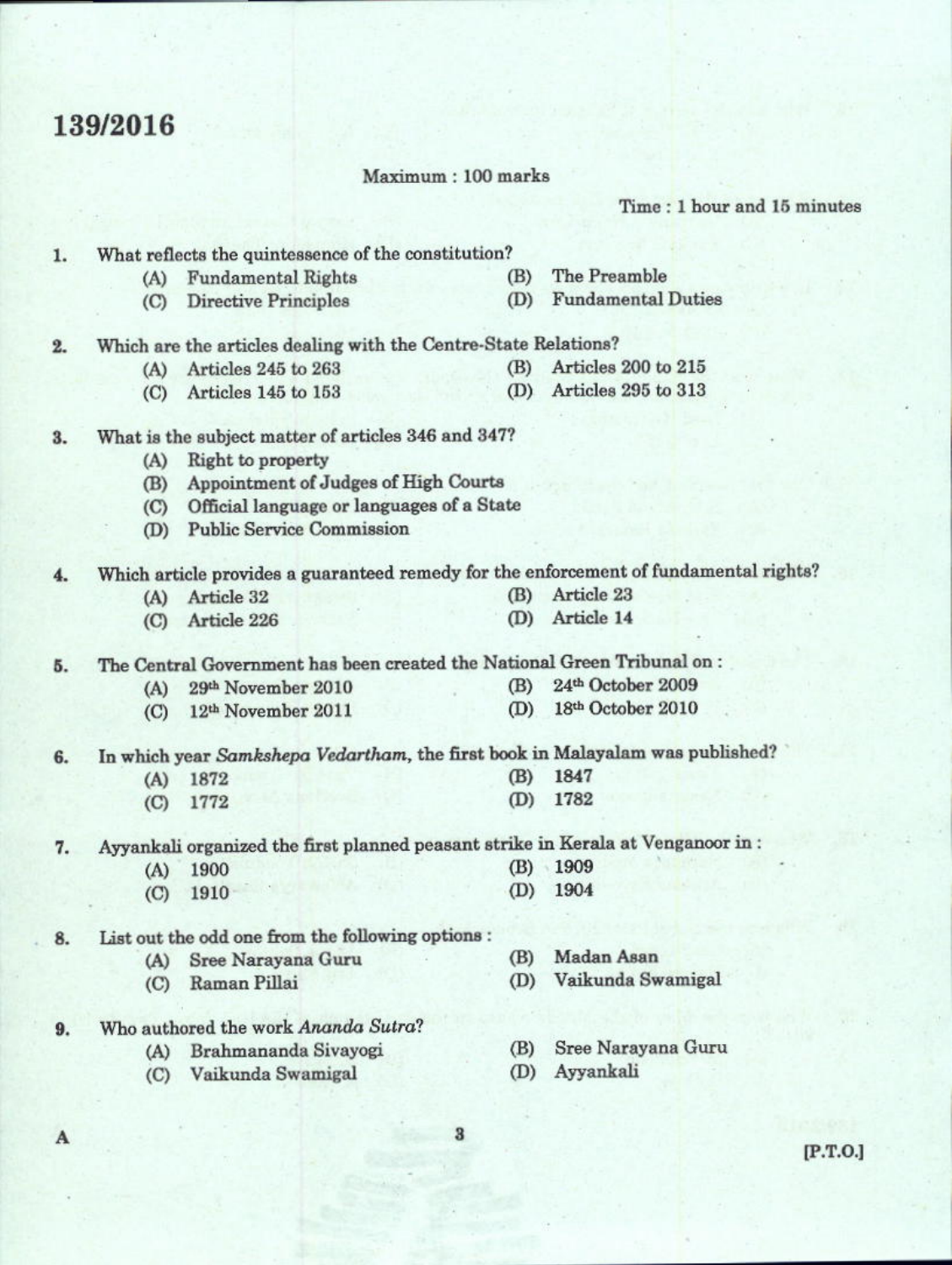# 139/2016

Maximum : 100 marks

Time : 1 hour and 15 minutes

1. What reflects the quintessence of the constitution?
   - (A) Fundamental Rights
   - (B) The Preamble
   - (C) Directive Principles
   - (D) Fundamental Duties

2. Which are the articles dealing with the Centre-State Relations?
   - (A) Articles 245 to 263
   - (B) Articles 200 to 215
   - (C) Articles 145 to 153
   - (D) Articles 295 to 313

3. What is the subject matter of articles 346 and 347?
   - (A) Right to property
   - (B) Appointment of Judges of High Courts
   - (C) Official language or languages of a State
   - (D) Public Service Commission

4. Which article provides a guaranteed remedy for the enforcement of fundamental rights?
   - (A) Article 32
   - (B) Article 23
   - (C) Article 226
   - (D) Article 14

5. The Central Government has been created the National Green Tribunal on :
   - (A) 29th November 2010
   - (B) 24th October 2009
   - (C) 12th November 2011
   - (D) 18th October 2010

6. In which year *Samkshepa Vedartham*, the first book in Malayalam was published?
   - (A) 1872
   - (B) 1847
   - (C) 1772
   - (D) 1782

7. Ayyankali organized the first planned peasant strike in Kerala at Venganoor in :
   - (A) 1900
   - (B) 1909
   - (C) 1910
   - (D) 1904

8. List out the odd one from the following options :
   - (A) Sree Narayana Guru
   - (B) Madan Asan
   - (C) Raman Pillai
   - (D) Vaikunda Swamigal

9. Who authored the work *Ananda Sutra*?
   - (A) Brahmananda Sivayogi
   - (B) Sree Narayana Guru
   - (C) Vaikunda Swamigal
   - (D) Ayyankali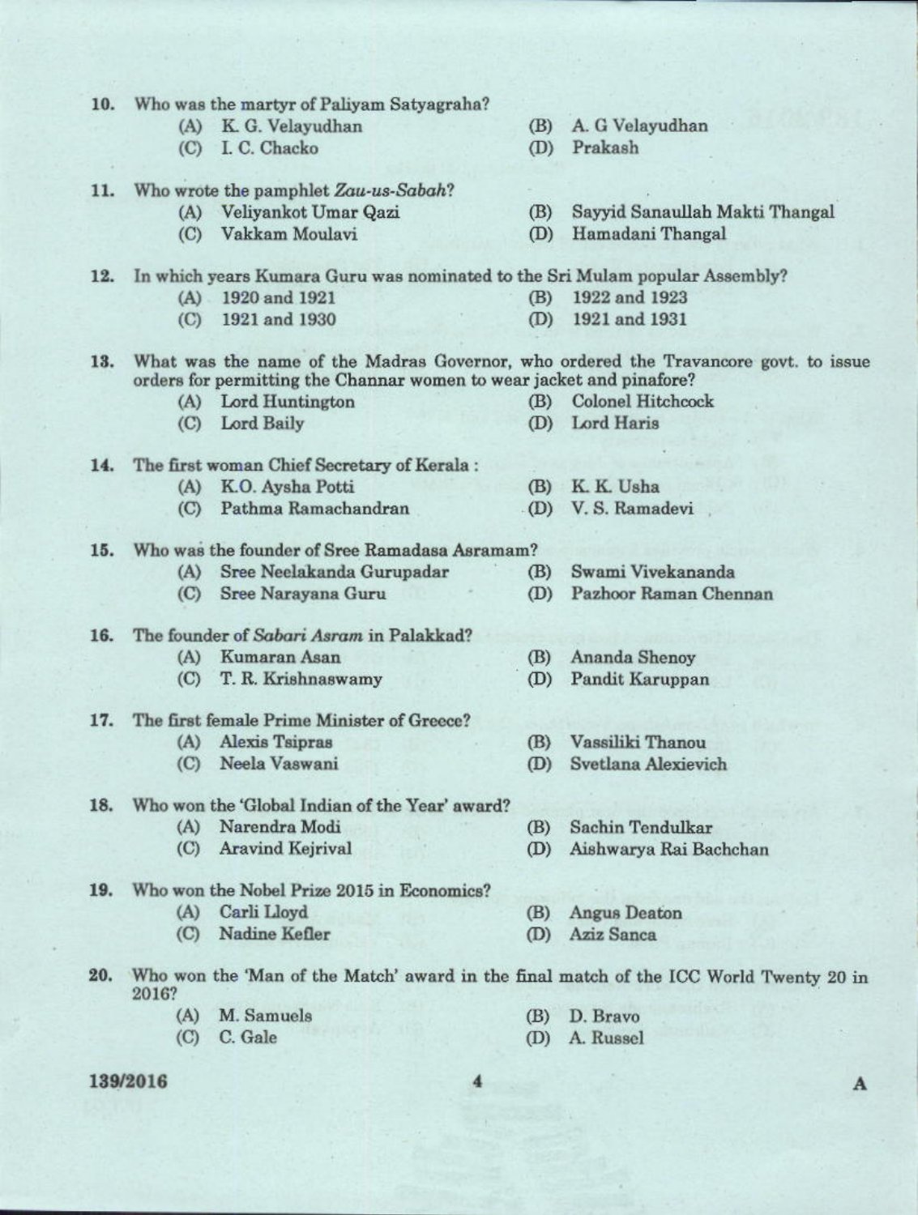10. Who was the martyr of Paliyam Satyagraha?
    - (A) K. G. Velayudhan
    - (B) A. G Velayudhan
    - (C) I. C. Chacko
    - (D) Prakash

11. Who wrote the pamphlet *Zau-us-Sabah*?
    - (A) Veliyankot Umar Qazi
    - (B) Sayyid Sanaullah Makti Thangal
    - (C) Vakkam Moulavi
    - (D) Hamadani Thangal

12. In which years Kumara Guru was nominated to the Sri Mulam popular Assembly?
    - (A) 1920 and 1921
    - (B) 1922 and 1923
    - (C) 1921 and 1930
    - (D) 1921 and 1931

13. What was the name of the Madras Governor, who ordered the Travancore govt. to issue orders for permitting the Channar women to wear jacket and pinafore?
    - (A) Lord Huntington
    - (B) Colonel Hitchcock
    - (C) Lord Baily
    - (D) Lord Haris

14. The first woman Chief Secretary of Kerala :
    - (A) K.O. Aysha Potti
    - (B) K. K. Usha
    - (C) Pathma Ramachandran
    - (D) V. S. Ramadevi

15. Who was the founder of Sree Ramadasa Asramam?
    - (A) Sree Neelakanda Gurupadar
    - (B) Swami Vivekananda
    - (C) Sree Narayana Guru
    - (D) Pazhoor Raman Chennan

16. The founder of *Sabari Asram* in Palakkad?
    - (A) Kumaran Asan
    - (B) Ananda Shenoy
    - (C) T. R. Krishnaswamy
    - (D) Pandit Karuppan

17. The first female Prime Minister of Greece?
    - (A) Alexis Tsipras
    - (B) Vassiliki Thanou
    - (C) Neela Vaswani
    - (D) Svetlana Alexievich

18. Who won the 'Global Indian of the Year' award?
    - (A) Narendra Modi
    - (B) Sachin Tendulkar
    - (C) Aravind Kejrival
    - (D) Aishwarya Rai Bachchan

19. Who won the Nobel Prize 2015 in Economics?
    - (A) Carli Lloyd
    - (B) Angus Deaton
    - (C) Nadine Kefler
    - (D) Aziz Sanca

20. Who won the 'Man of the Match' award in the final match of the ICC World Twenty 20 in 2016?
    - (A) M. Samuels
    - (B) D. Bravo
    - (C) C. Gale
    - (D) A. Russel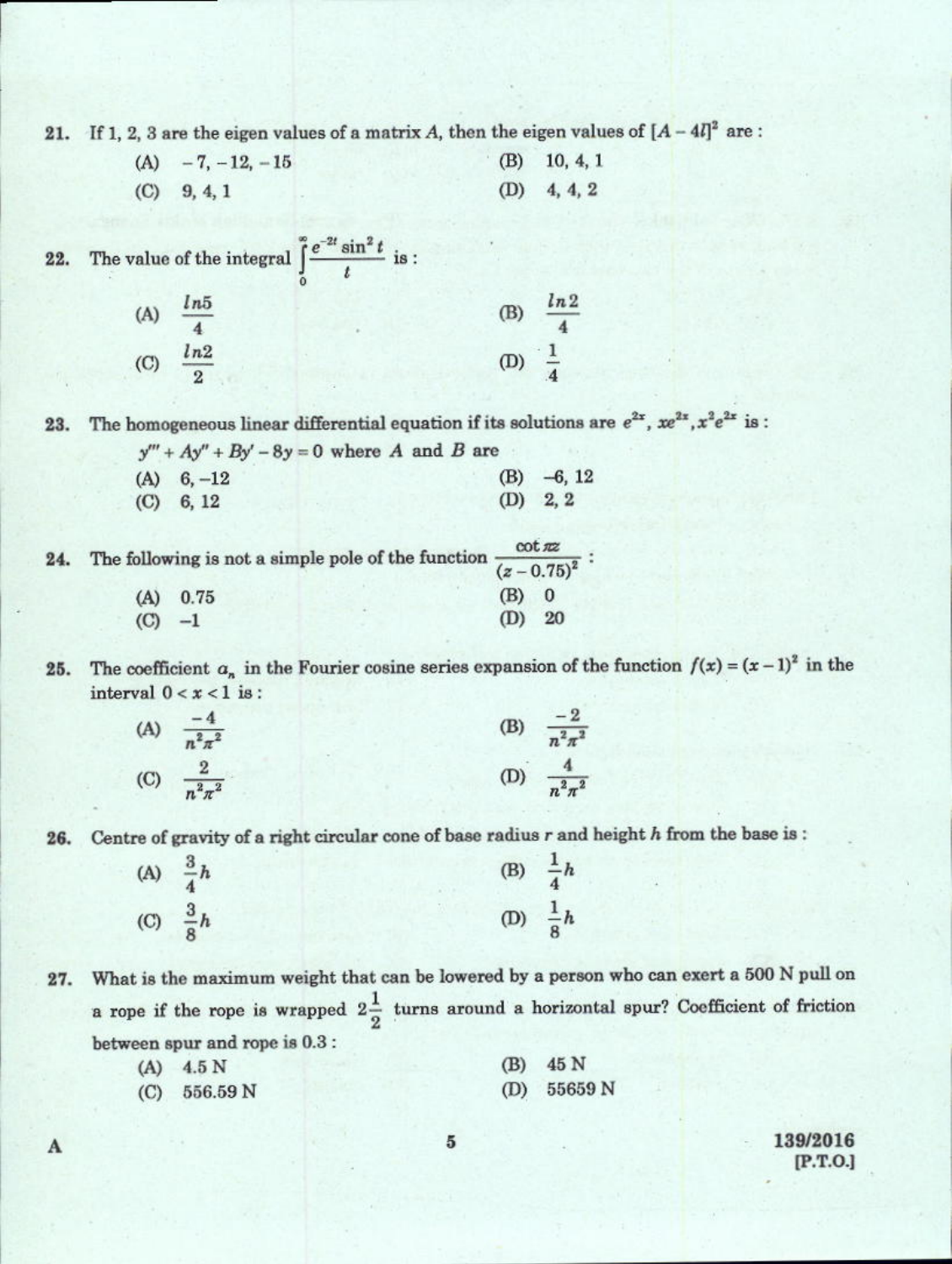21. If 1, 2, 3 are the eigen values of a matrix $A$, then the eigen values of $[A - 4I]^2$ are :

(A) $-7, -12, -15$
(B) $10, 4, 1$
(C) $9, 4, 1$
(D) $4, 4, 2$

22. The value of the integral $\int_0^\infty \frac{e^{-2t}\sin^2 t}{t}$ is :

(A) $\frac{ln5}{4}$
(B) $\frac{ln2}{4}$
(C) $\frac{ln2}{2}$
(D) $\frac{1}{4}$

23. The homogeneous linear differential equation if its solutions are $e^{2x}, xe^{2x}, x^2e^{2x}$ is :

$y''' + Ay'' + By' - 8y = 0$ where $A$ and $B$ are

(A) $6, -12$
(B) $-6, 12$
(C) $6, 12$
(D) $2, 2$

24. The following is not a simple pole of the function $\frac{\cot \pi z}{(z - 0.75)^2}$ :

(A) 0.75
(B) 0
(C) $-1$
(D) 20

25. The coefficient $a_n$ in the Fourier cosine series expansion of the function $f(x) = (x-1)^2$ in the interval $0 < x < 1$ is :

(A) $\frac{-4}{n^2\pi^2}$
(B) $\frac{-2}{n^2\pi^2}$
(C) $\frac{2}{n^2\pi^2}$
(D) $\frac{4}{n^2\pi^2}$

26. Centre of gravity of a right circular cone of base radius $r$ and height $h$ from the base is :

(A) $\frac{3}{4}h$
(B) $\frac{1}{4}h$
(C) $\frac{3}{8}h$
(D) $\frac{1}{8}h$

27. What is the maximum weight that can be lowered by a person who can exert a 500 N pull on a rope if the rope is wrapped $2\frac{1}{2}$ turns around a horizontal spur? Coefficient of friction between spur and rope is 0.3 :

(A) 4.5 N
(B) 45 N
(C) 556.59 N
(D) 55659 N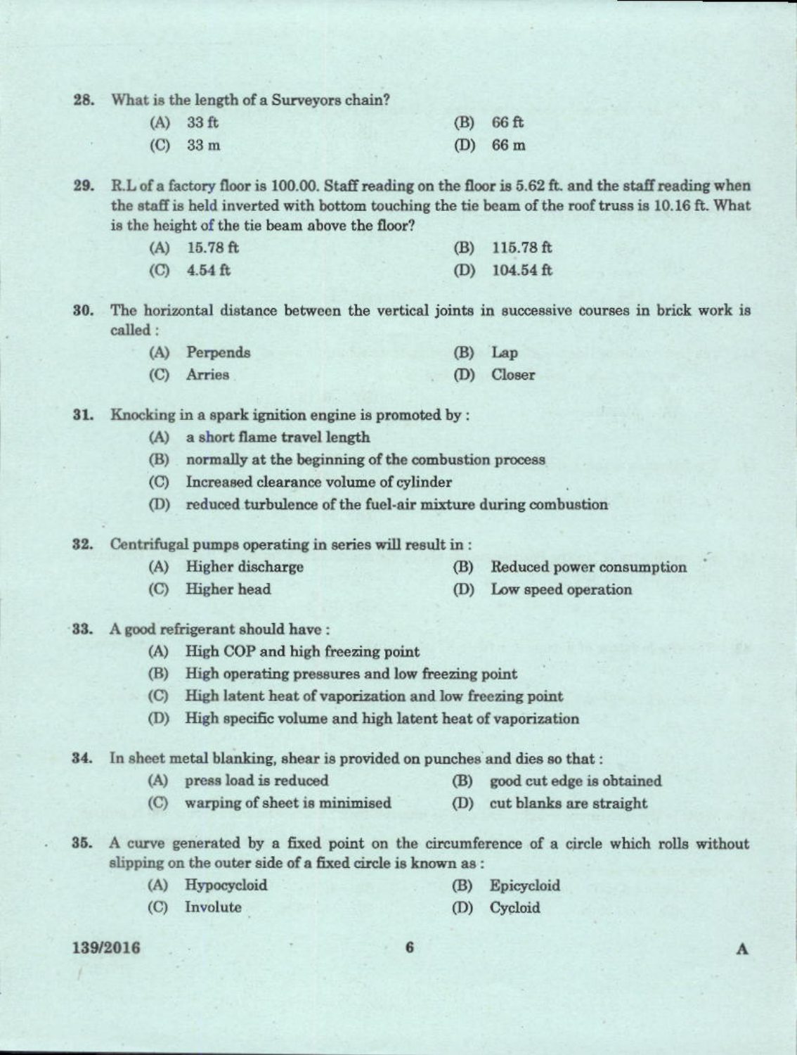28. What is the length of a Surveyors chain?

(A) 33 ft (B) 66 ft

(C) 33 m (D) 66 m

29. R.L of a factory floor is 100.00. Staff reading on the floor is 5.62 ft. and the staff reading when the staff is held inverted with bottom touching the tie beam of the roof truss is 10.16 ft. What is the height of the tie beam above the floor?

(A) 15.78 ft (B) 115.78 ft

(C) 4.54 ft (D) 104.54 ft

30. The horizontal distance between the vertical joints in successive courses in brick work is called :

(A) Perpends (B) Lap

(C) Arries (D) Closer

31. Knocking in a spark ignition engine is promoted by :

(A) a short flame travel length

(B) normally at the beginning of the combustion process

(C) Increased clearance volume of cylinder

(D) reduced turbulence of the fuel-air mixture during combustion

32. Centrifugal pumps operating in series will result in :

(A) Higher discharge (B) Reduced power consumption

(C) Higher head (D) Low speed operation

33. A good refrigerant should have :

(A) High COP and high freezing point

(B) High operating pressures and low freezing point

(C) High latent heat of vaporization and low freezing point

(D) High specific volume and high latent heat of vaporization

34. In sheet metal blanking, shear is provided on punches and dies so that :

(A) press load is reduced (B) good cut edge is obtained

(C) warping of sheet is minimised (D) cut blanks are straight

35. A curve generated by a fixed point on the circumference of a circle which rolls without slipping on the outer side of a fixed circle is known as :

(A) Hypocycloid (B) Epicycloid

(C) Involute (D) Cycloid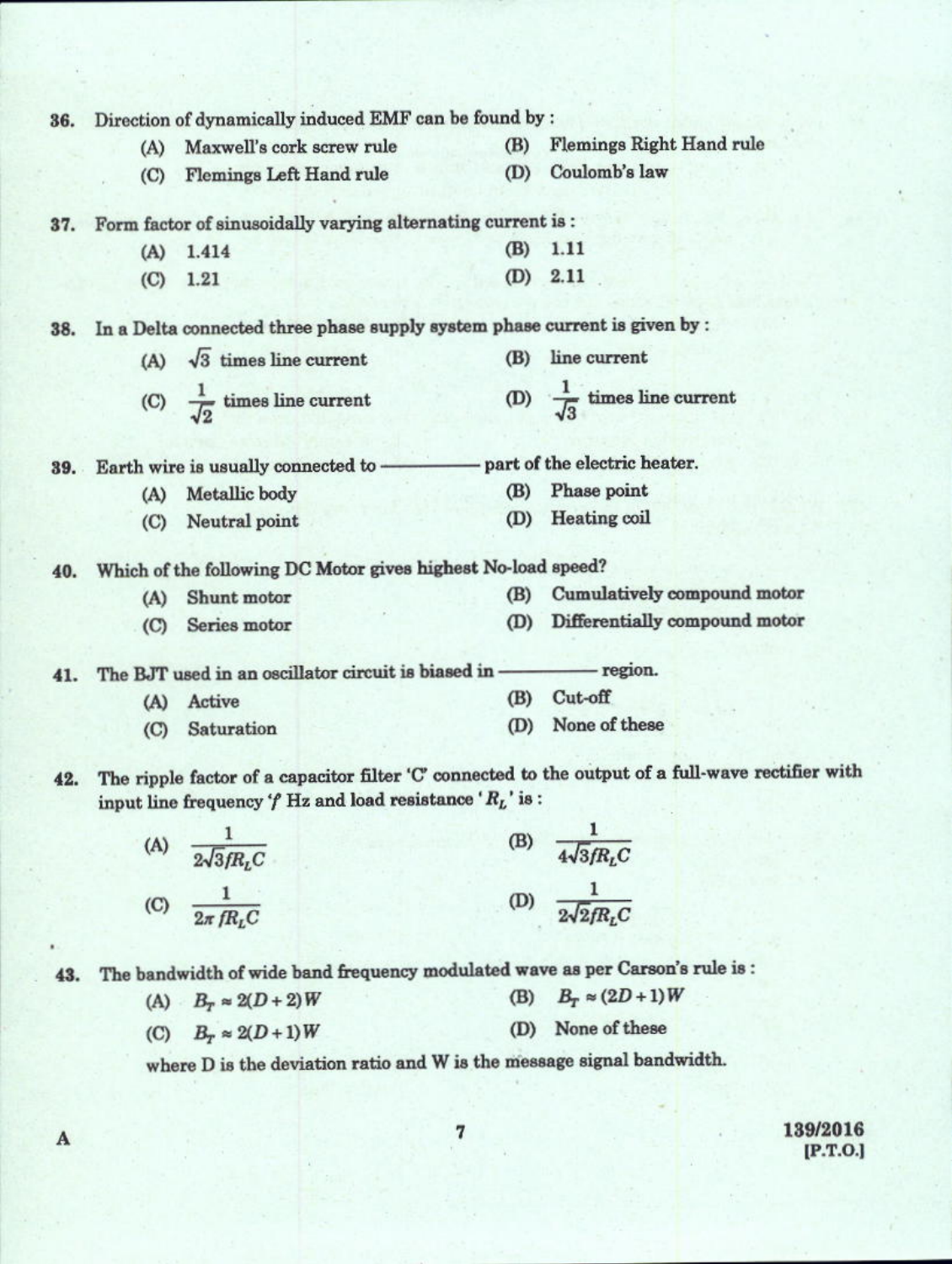36. Direction of dynamically induced EMF can be found by :

    (A) Maxwell's cork screw rule
    (B) Flemings Right Hand rule
    (C) Flemings Left Hand rule
    (D) Coulomb's law

37. Form factor of sinusoidally varying alternating current is :

    (A) 1.414
    (B) 1.11
    (C) 1.21
    (D) 2.11

38. In a Delta connected three phase supply system phase current is given by :

    (A) $\sqrt{3}$ times line current
    (B) line current
    (C) $\frac{1}{\sqrt{2}}$ times line current
    (D) $\frac{1}{\sqrt{3}}$ times line current

39. Earth wire is usually connected to ———— part of the electric heater.

    (A) Metallic body
    (B) Phase point
    (C) Neutral point
    (D) Heating coil

40. Which of the following DC Motor gives highest No-load speed?

    (A) Shunt motor
    (B) Cumulatively compound motor
    (C) Series motor
    (D) Differentially compound motor

41. The BJT used in an oscillator circuit is biased in ———— region.

    (A) Active
    (B) Cut-off
    (C) Saturation
    (D) None of these

42. The ripple factor of a capacitor filter 'C' connected to the output of a full-wave rectifier with input line frequency '$f$' Hz and load resistance '$R_L$' is :

    (A) $\frac{1}{2\sqrt{3}fR_LC}$
    (B) $\frac{1}{4\sqrt{3}fR_LC}$
    (C) $\frac{1}{2\pi fR_LC}$
    (D) $\frac{1}{2\sqrt{2}fR_LC}$

43. The bandwidth of wide band frequency modulated wave as per Carson's rule is :

    (A) $B_T \approx 2(D+2)W$
    (B) $B_T \approx (2D+1)W$
    (C) $B_T \approx 2(D+1)W$
    (D) None of these

    where D is the deviation ratio and W is the message signal bandwidth.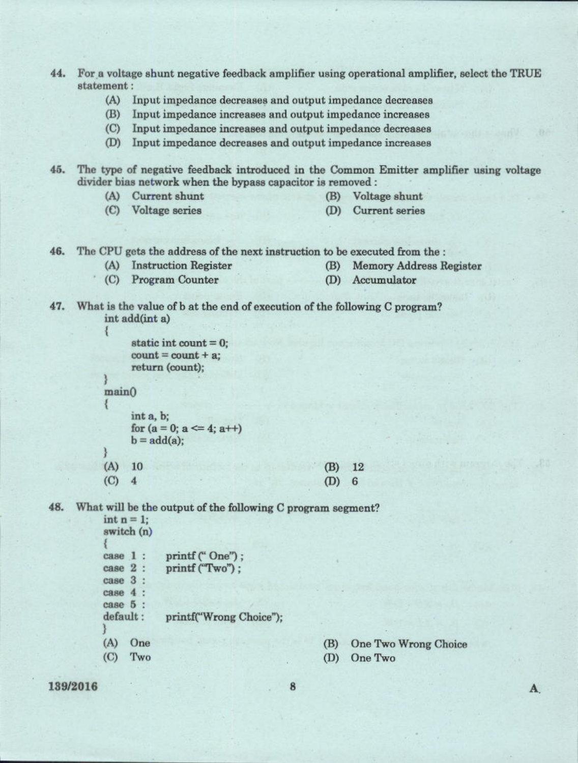44. For a voltage shunt negative feedback amplifier using operational amplifier, select the TRUE statement :

   (A) Input impedance decreases and output impedance decreases
   (B) Input impedance increases and output impedance increases
   (C) Input impedance increases and output impedance decreases
   (D) Input impedance decreases and output impedance increases

45. The type of negative feedback introduced in the Common Emitter amplifier using voltage divider bias network when the bypass capacitor is removed :

   (A) Current shunt
   (B) Voltage shunt
   (C) Voltage series
   (D) Current series

46. The CPU gets the address of the next instruction to be executed from the :

   (A) Instruction Register
   (B) Memory Address Register
   (C) Program Counter
   (D) Accumulator

47. What is the value of b at the end of execution of the following C program?

```
int add(int a)
{
      static int count = 0;
      count = count + a;
      return (count);
}
main()
{
      int a, b;
      for (a = 0; a <= 4; a++)
      b = add(a);
}
```

   (A) 10
   (B) 12
   (C) 4
   (D) 6

48. What will be the output of the following C program segment?

```
int n = 1;
switch (n)
{
case 1 :    printf(" One");
case 2 :    printf("Two");
case 3 :
case 4 :
case 5 :
default:    printf("Wrong Choice");
}
```

   (A) One
   (B) One Two Wrong Choice
   (C) Two
   (D) One Two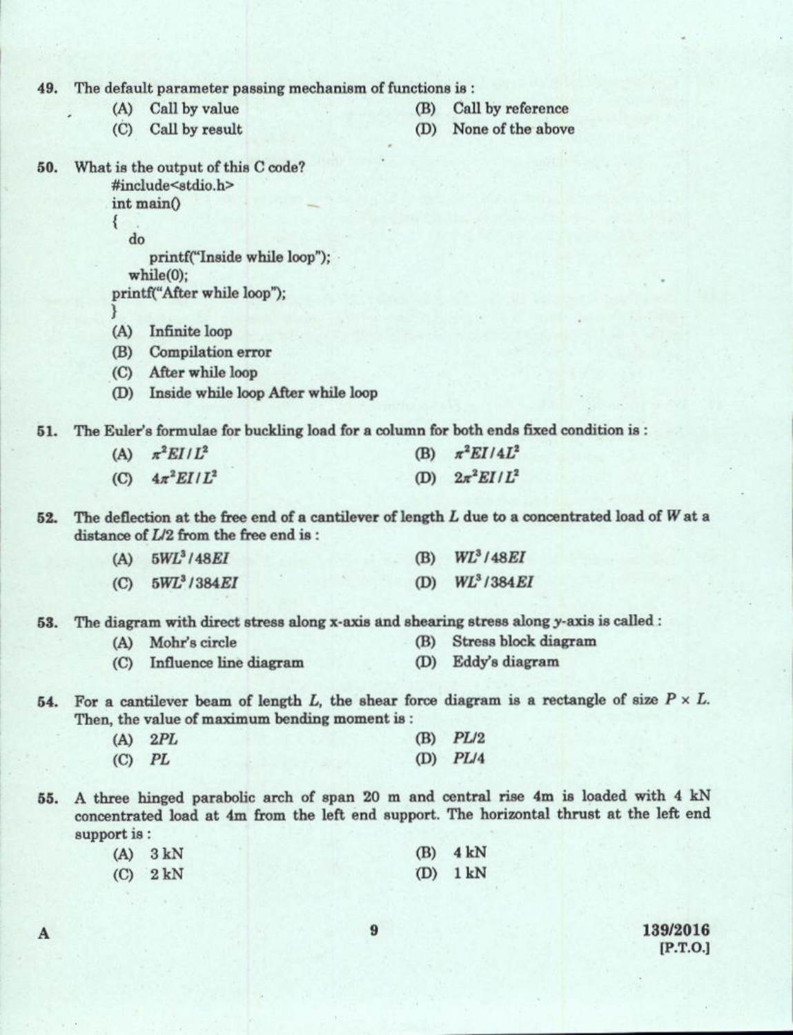49. The default parameter passing mechanism of functions is :

    (A) Call by value
    (B) Call by reference
    (C) Call by result
    (D) None of the above

50. What is the output of this C code?

```
#include<stdio.h>
int main()
{
   do
      printf("Inside while loop");
   while(0);
printf("After while loop");
}
```

    (A) Infinite loop
    (B) Compilation error
    (C) After while loop
    (D) Inside while loop After while loop

51. The Euler's formulae for buckling load for a column for both ends fixed condition is :

    (A) $\pi^2 EI / L^2$
    (B) $\pi^2 EI / 4L^2$
    (C) $4\pi^2 EI / L^2$
    (D) $2\pi^2 EI / L^2$

52. The deflection at the free end of a cantilever of length $L$ due to a concentrated load of $W$ at a distance of $L/2$ from the free end is :

    (A) $5WL^3 / 48EI$
    (B) $WL^3 / 48EI$
    (C) $5WL^3 / 384EI$
    (D) $WL^3 / 384EI$

53. The diagram with direct stress along x-axis and shearing stress along y-axis is called :

    (A) Mohr's circle
    (B) Stress block diagram
    (C) Influence line diagram
    (D) Eddy's diagram

54. For a cantilever beam of length $L$, the shear force diagram is a rectangle of size $P \times L$. Then, the value of maximum bending moment is :

    (A) $2PL$
    (B) $PL/2$
    (C) $PL$
    (D) $PL/4$

55. A three hinged parabolic arch of span 20 m and central rise 4m is loaded with 4 kN concentrated load at 4m from the left end support. The horizontal thrust at the left end support is :

    (A) 3 kN
    (B) 4 kN
    (C) 2 kN
    (D) 1 kN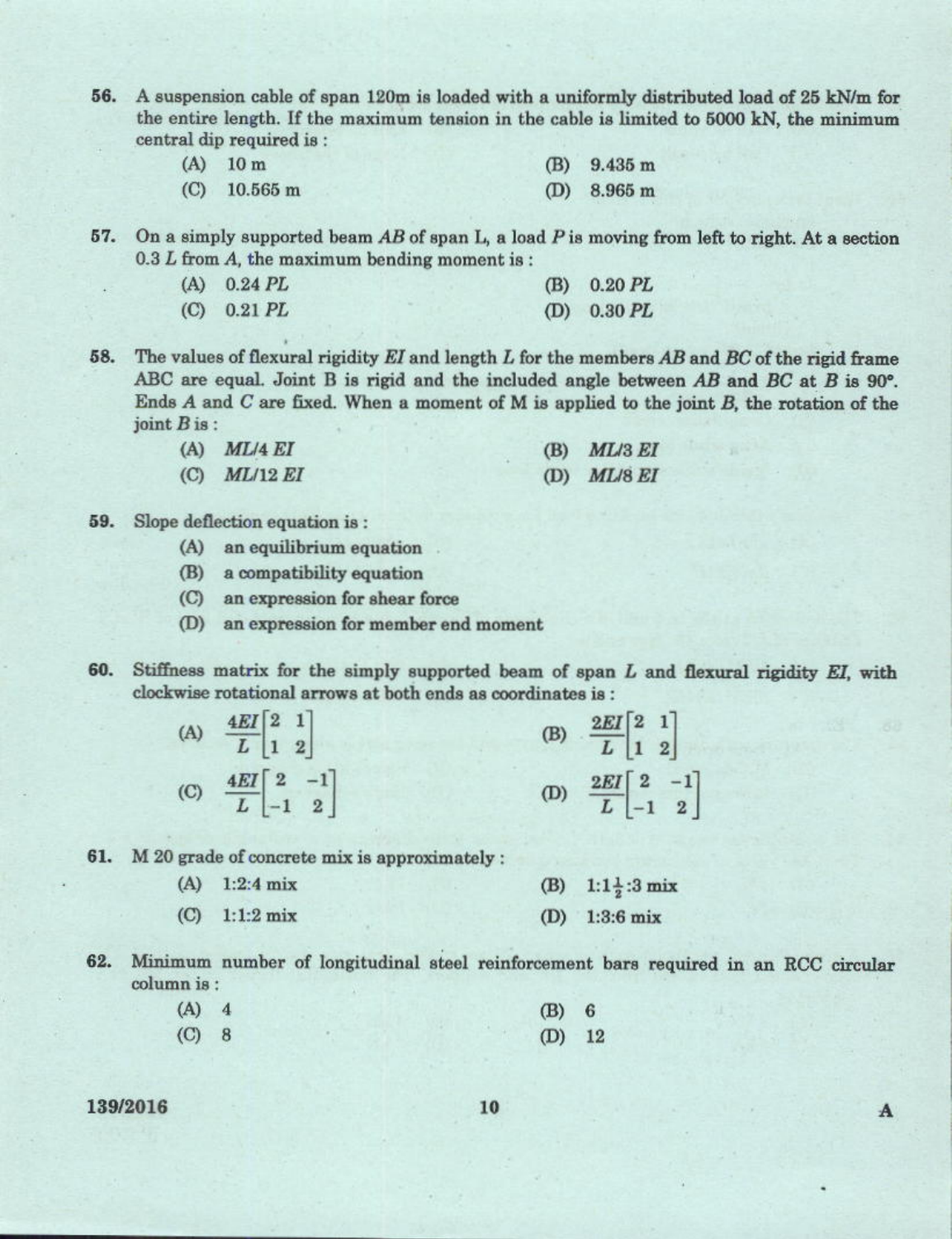56. A suspension cable of span 120m is loaded with a uniformly distributed load of 25 kN/m for the entire length. If the maximum tension in the cable is limited to 5000 kN, the minimum central dip required is :

   (A) 10 m
   (B) 9.435 m
   (C) 10.565 m
   (D) 8.965 m

57. On a simply supported beam *AB* of span L, a load *P* is moving from left to right. At a section 0.3 *L* from *A*, the maximum bending moment is :

   (A) 0.24 *PL*
   (B) 0.20 *PL*
   (C) 0.21 *PL*
   (D) 0.30 *PL*

58. The values of flexural rigidity *EI* and length *L* for the members *AB* and *BC* of the rigid frame ABC are equal. Joint B is rigid and the included angle between *AB* and *BC* at *B* is 90°. Ends *A* and *C* are fixed. When a moment of M is applied to the joint *B*, the rotation of the joint *B* is :

   (A) *ML/4 EI*
   (B) *ML/3 EI*
   (C) *ML/12 EI*
   (D) *ML/8 EI*

59. Slope deflection equation is :

   (A) an equilibrium equation
   (B) a compatibility equation
   (C) an expression for shear force
   (D) an expression for member end moment

60. Stiffness matrix for the simply supported beam of span L and flexural rigidity *EI*, with clockwise rotational arrows at both ends as coordinates is :

   (A) $\frac{4EI}{L}\begin{bmatrix} 2 & 1 \\ 1 & 2 \end{bmatrix}$
   (B) $\frac{2EI}{L}\begin{bmatrix} 2 & 1 \\ 1 & 2 \end{bmatrix}$
   (C) $\frac{4EI}{L}\begin{bmatrix} 2 & -1 \\ -1 & 2 \end{bmatrix}$
   (D) $\frac{2EI}{L}\begin{bmatrix} 2 & -1 \\ -1 & 2 \end{bmatrix}$

61. M 20 grade of concrete mix is approximately :

   (A) 1:2:4 mix
   (B) $1:1\frac{1}{2}:3$ mix
   (C) 1:1:2 mix
   (D) 1:3:6 mix

62. Minimum number of longitudinal steel reinforcement bars required in an RCC circular column is :

   (A) 4
   (B) 6
   (C) 8
   (D) 12